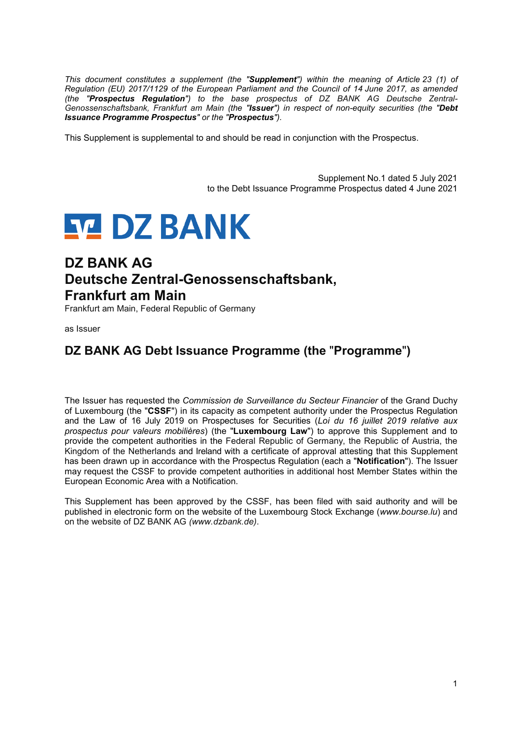*This document constitutes a supplement (the "**Supplement**") within the meaning of Article 23 (1) of Regulation (EU) 2017/1129 of the European Parliament and the Council of 14 June 2017, as amended (the "**Prospectus Regulation**") to the base prospectus of DZ BANK AG Deutsche Zentral-Genossenschaftsbank, Frankfurt am Main (the "**Issuer**") in respect of non-equity securities (the "**Debt Issuance Programme Prospectus**" or the "**Prospectus**").*

This Supplement is supplemental to and should be read in conjunction with the Prospectus.

Supplement No.1 dated 5 July 2021
to the Debt Issuance Programme Prospectus dated 4 June 2021

DZ BANK

# DZ BANK AG
# Deutsche Zentral-Genossenschaftsbank,
# Frankfurt am Main

Frankfurt am Main, Federal Republic of Germany

as Issuer

## DZ BANK AG Debt Issuance Programme (the "Programme")

The Issuer has requested the *Commission de Surveillance du Secteur Financier* of the Grand Duchy of Luxembourg (the "**CSSF**") in its capacity as competent authority under the Prospectus Regulation and the Law of 16 July 2019 on Prospectuses for Securities (*Loi du 16 juillet 2019 relative aux prospectus pour valeurs mobilières*) (the "**Luxembourg Law**") to approve this Supplement and to provide the competent authorities in the Federal Republic of Germany, the Republic of Austria, the Kingdom of the Netherlands and Ireland with a certificate of approval attesting that this Supplement has been drawn up in accordance with the Prospectus Regulation (each a "**Notification**"). The Issuer may request the CSSF to provide competent authorities in additional host Member States within the European Economic Area with a Notification.

This Supplement has been approved by the CSSF, has been filed with said authority and will be published in electronic form on the website of the Luxembourg Stock Exchange (*www.bourse.lu*) and on the website of DZ BANK AG *(www.dzbank.de)*.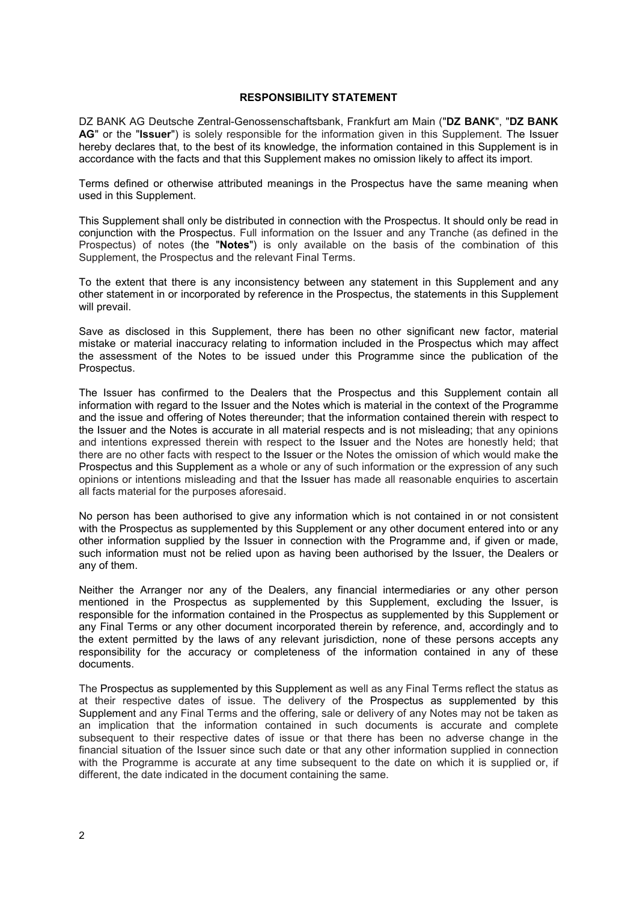## RESPONSIBILITY STATEMENT

DZ BANK AG Deutsche Zentral-Genossenschaftsbank, Frankfurt am Main ("**DZ BANK**", "**DZ BANK AG**" or the "**Issuer**") is solely responsible for the information given in this Supplement. The Issuer hereby declares that, to the best of its knowledge, the information contained in this Supplement is in accordance with the facts and that this Supplement makes no omission likely to affect its import.

Terms defined or otherwise attributed meanings in the Prospectus have the same meaning when used in this Supplement.

This Supplement shall only be distributed in connection with the Prospectus. It should only be read in conjunction with the Prospectus. Full information on the Issuer and any Tranche (as defined in the Prospectus) of notes (the "**Notes**") is only available on the basis of the combination of this Supplement, the Prospectus and the relevant Final Terms.

To the extent that there is any inconsistency between any statement in this Supplement and any other statement in or incorporated by reference in the Prospectus, the statements in this Supplement will prevail.

Save as disclosed in this Supplement, there has been no other significant new factor, material mistake or material inaccuracy relating to information included in the Prospectus which may affect the assessment of the Notes to be issued under this Programme since the publication of the Prospectus.

The Issuer has confirmed to the Dealers that the Prospectus and this Supplement contain all information with regard to the Issuer and the Notes which is material in the context of the Programme and the issue and offering of Notes thereunder; that the information contained therein with respect to the Issuer and the Notes is accurate in all material respects and is not misleading; that any opinions and intentions expressed therein with respect to the Issuer and the Notes are honestly held; that there are no other facts with respect to the Issuer or the Notes the omission of which would make the Prospectus and this Supplement as a whole or any of such information or the expression of any such opinions or intentions misleading and that the Issuer has made all reasonable enquiries to ascertain all facts material for the purposes aforesaid.

No person has been authorised to give any information which is not contained in or not consistent with the Prospectus as supplemented by this Supplement or any other document entered into or any other information supplied by the Issuer in connection with the Programme and, if given or made, such information must not be relied upon as having been authorised by the Issuer, the Dealers or any of them.

Neither the Arranger nor any of the Dealers, any financial intermediaries or any other person mentioned in the Prospectus as supplemented by this Supplement, excluding the Issuer, is responsible for the information contained in the Prospectus as supplemented by this Supplement or any Final Terms or any other document incorporated therein by reference, and, accordingly and to the extent permitted by the laws of any relevant jurisdiction, none of these persons accepts any responsibility for the accuracy or completeness of the information contained in any of these documents.

The Prospectus as supplemented by this Supplement as well as any Final Terms reflect the status as at their respective dates of issue. The delivery of the Prospectus as supplemented by this Supplement and any Final Terms and the offering, sale or delivery of any Notes may not be taken as an implication that the information contained in such documents is accurate and complete subsequent to their respective dates of issue or that there has been no adverse change in the financial situation of the Issuer since such date or that any other information supplied in connection with the Programme is accurate at any time subsequent to the date on which it is supplied or, if different, the date indicated in the document containing the same.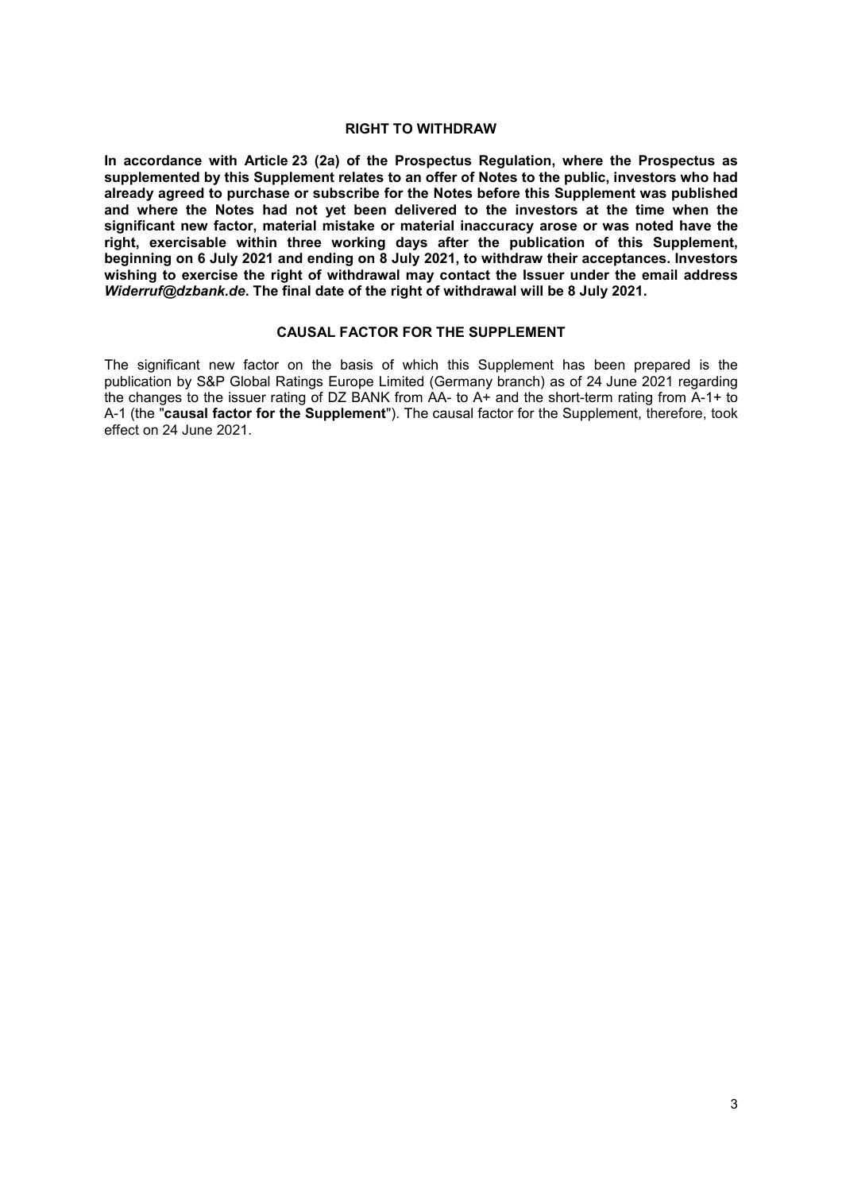## RIGHT TO WITHDRAW

**In accordance with Article 23 (2a) of the Prospectus Regulation, where the Prospectus as supplemented by this Supplement relates to an offer of Notes to the public, investors who had already agreed to purchase or subscribe for the Notes before this Supplement was published and where the Notes had not yet been delivered to the investors at the time when the significant new factor, material mistake or material inaccuracy arose or was noted have the right, exercisable within three working days after the publication of this Supplement, beginning on 6 July 2021 and ending on 8 July 2021, to withdraw their acceptances. Investors wishing to exercise the right of withdrawal may contact the Issuer under the email address *Widerruf@dzbank.de*. The final date of the right of withdrawal will be 8 July 2021.**

## CAUSAL FACTOR FOR THE SUPPLEMENT

The significant new factor on the basis of which this Supplement has been prepared is the publication by S&P Global Ratings Europe Limited (Germany branch) as of 24 June 2021 regarding the changes to the issuer rating of DZ BANK from AA- to A+ and the short-term rating from A-1+ to A-1 (the "**causal factor for the Supplement**"). The causal factor for the Supplement, therefore, took effect on 24 June 2021.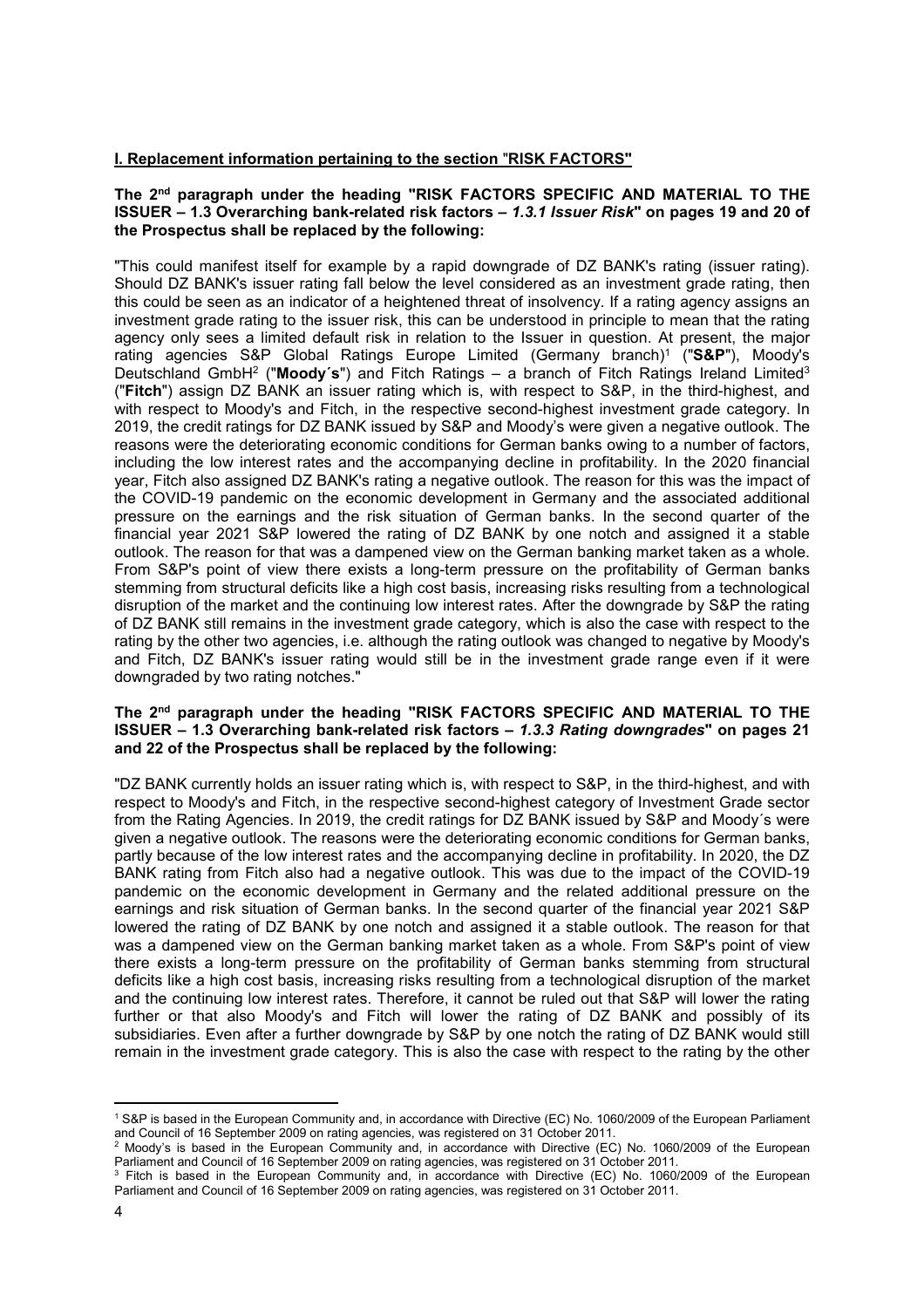**I. Replacement information pertaining to the section "RISK FACTORS"**

**The 2nd paragraph under the heading "RISK FACTORS SPECIFIC AND MATERIAL TO THE ISSUER – 1.3 Overarching bank-related risk factors – *1.3.1 Issuer Risk*" on pages 19 and 20 of the Prospectus shall be replaced by the following:**

"This could manifest itself for example by a rapid downgrade of DZ BANK's rating (issuer rating). Should DZ BANK's issuer rating fall below the level considered as an investment grade rating, then this could be seen as an indicator of a heightened threat of insolvency. If a rating agency assigns an investment grade rating to the issuer risk, this can be understood in principle to mean that the rating agency only sees a limited default risk in relation to the Issuer in question. At present, the major rating agencies S&P Global Ratings Europe Limited (Germany branch)[1] ("**S&P**"), Moody's Deutschland GmbH[2] ("**Moody´s**") and Fitch Ratings – a branch of Fitch Ratings Ireland Limited[3] ("**Fitch**") assign DZ BANK an issuer rating which is, with respect to S&P, in the third-highest, and with respect to Moody's and Fitch, in the respective second-highest investment grade category. In 2019, the credit ratings for DZ BANK issued by S&P and Moody's were given a negative outlook. The reasons were the deteriorating economic conditions for German banks owing to a number of factors, including the low interest rates and the accompanying decline in profitability. In the 2020 financial year, Fitch also assigned DZ BANK's rating a negative outlook. The reason for this was the impact of the COVID-19 pandemic on the economic development in Germany and the associated additional pressure on the earnings and the risk situation of German banks. In the second quarter of the financial year 2021 S&P lowered the rating of DZ BANK by one notch and assigned it a stable outlook. The reason for that was a dampened view on the German banking market taken as a whole. From S&P's point of view there exists a long-term pressure on the profitability of German banks stemming from structural deficits like a high cost basis, increasing risks resulting from a technological disruption of the market and the continuing low interest rates. After the downgrade by S&P the rating of DZ BANK still remains in the investment grade category, which is also the case with respect to the rating by the other two agencies, i.e. although the rating outlook was changed to negative by Moody's and Fitch, DZ BANK's issuer rating would still be in the investment grade range even if it were downgraded by two rating notches."

**The 2nd paragraph under the heading "RISK FACTORS SPECIFIC AND MATERIAL TO THE ISSUER – 1.3 Overarching bank-related risk factors – *1.3.3 Rating downgrades*" on pages 21 and 22 of the Prospectus shall be replaced by the following:**

"DZ BANK currently holds an issuer rating which is, with respect to S&P, in the third-highest, and with respect to Moody's and Fitch, in the respective second-highest category of Investment Grade sector from the Rating Agencies. In 2019, the credit ratings for DZ BANK issued by S&P and Moody´s were given a negative outlook. The reasons were the deteriorating economic conditions for German banks, partly because of the low interest rates and the accompanying decline in profitability. In 2020, the DZ BANK rating from Fitch also had a negative outlook. This was due to the impact of the COVID-19 pandemic on the economic development in Germany and the related additional pressure on the earnings and risk situation of German banks. In the second quarter of the financial year 2021 S&P lowered the rating of DZ BANK by one notch and assigned it a stable outlook. The reason for that was a dampened view on the German banking market taken as a whole. From S&P's point of view there exists a long-term pressure on the profitability of German banks stemming from structural deficits like a high cost basis, increasing risks resulting from a technological disruption of the market and the continuing low interest rates. Therefore, it cannot be ruled out that S&P will lower the rating further or that also Moody's and Fitch will lower the rating of DZ BANK and possibly of its subsidiaries. Even after a further downgrade by S&P by one notch the rating of DZ BANK would still remain in the investment grade category. This is also the case with respect to the rating by the other

---

[1] S&P is based in the European Community and, in accordance with Directive (EC) No. 1060/2009 of the European Parliament and Council of 16 September 2009 on rating agencies, was registered on 31 October 2011.

[2] Moody's is based in the European Community and, in accordance with Directive (EC) No. 1060/2009 of the European Parliament and Council of 16 September 2009 on rating agencies, was registered on 31 October 2011.

[3] Fitch is based in the European Community and, in accordance with Directive (EC) No. 1060/2009 of the European Parliament and Council of 16 September 2009 on rating agencies, was registered on 31 October 2011.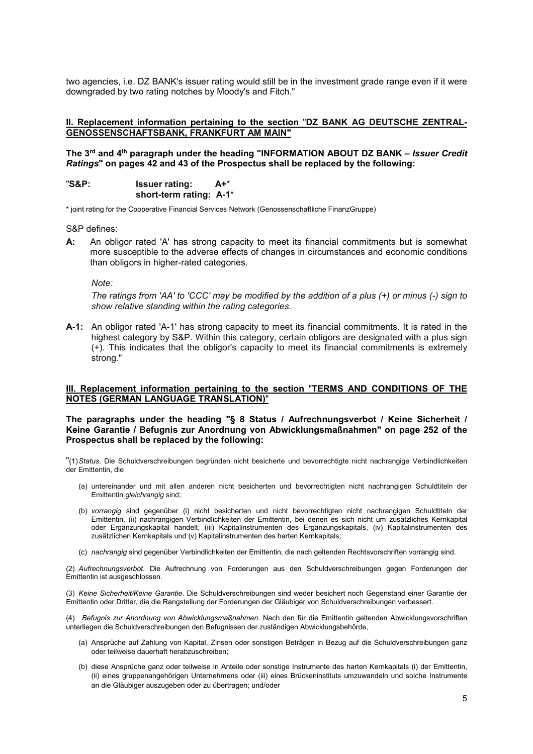two agencies, i.e. DZ BANK's issuer rating would still be in the investment grade range even if it were downgraded by two rating notches by Moody's and Fitch."

## II. Replacement information pertaining to the section "DZ BANK AG DEUTSCHE ZENTRAL-GENOSSENSCHAFTSBANK, FRANKFURT AM MAIN"

**The 3rd and 4th paragraph under the heading "INFORMATION ABOUT DZ BANK – *Issuer Credit Ratings*" on pages 42 and 43 of the Prospectus shall be replaced by the following:**

**"S&P: Issuer rating: A+***
**short-term rating: A-1***

\* joint rating for the Cooperative Financial Services Network (Genossenschaftliche FinanzGruppe)

S&P defines:

**A:** An obligor rated 'A' has strong capacity to meet its financial commitments but is somewhat more susceptible to the adverse effects of changes in circumstances and economic conditions than obligors in higher-rated categories.

*Note:*

*The ratings from 'AA' to 'CCC' may be modified by the addition of a plus (+) or minus (-) sign to show relative standing within the rating categories.*

**A-1:** An obligor rated 'A-1' has strong capacity to meet its financial commitments. It is rated in the highest category by S&P. Within this category, certain obligors are designated with a plus sign (+). This indicates that the obligor's capacity to meet its financial commitments is extremely strong."

## III. Replacement information pertaining to the section "TERMS AND CONDITIONS OF THE NOTES (GERMAN LANGUAGE TRANSLATION)"

**The paragraphs under the heading "§ 8 Status / Aufrechnungsverbot / Keine Sicherheit / Keine Garantie / Befugnis zur Anordnung von Abwicklungsmaßnahmen" on page 252 of the Prospectus shall be replaced by the following:**

"(1) *Status*. Die Schuldverschreibungen begründen nicht besicherte und bevorrechtigte nicht nachrangige Verbindlichkeiten der Emittentin, die

(a) untereinander und mit allen anderen nicht besicherten und bevorrechtigten nicht nachrangigen Schuldtiteln der Emittentin *gleichrangig* sind;

(b) *vorrangig* sind gegenüber (i) nicht besicherten und nicht bevorrechtigten nicht nachrangigen Schuldtiteln der Emittentin, (ii) nachrangigen Verbindlichkeiten der Emittentin, bei denen es sich nicht um zusätzliches Kernkapital oder Ergänzungskapital handelt, (iii) Kapitalinstrumenten des Ergänzungskapitals, (iv) Kapitalinstrumenten des zusätzlichen Kernkapitals und (v) Kapitalinstrumenten des harten Kernkapitals;

(c) *nachrangig* sind gegenüber Verbindlichkeiten der Emittentin, die nach geltenden Rechtsvorschriften vorrangig sind.

(2) *Aufrechnungsverbot*. Die Aufrechnung von Forderungen aus den Schuldverschreibungen gegen Forderungen der Emittentin ist ausgeschlossen.

(3) *Keine Sicherheit/Keine Garantie*. Die Schuldverschreibungen sind weder besichert noch Gegenstand einer Garantie der Emittentin oder Dritter, die die Rangstellung der Forderungen der Gläubiger von Schuldverschreibungen verbessert.

(4) *Befugnis zur Anordnung von Abwicklungsmaßnahmen*. Nach den für die Emittentin geltenden Abwicklungsvorschriften unterliegen die Schuldverschreibungen den Befugnissen der zuständigen Abwicklungsbehörde,

(a) Ansprüche auf Zahlung von Kapital, Zinsen oder sonstigen Beträgen in Bezug auf die Schuldverschreibungen ganz oder teilweise dauerhaft herabzuschreiben;

(b) diese Ansprüche ganz oder teilweise in Anteile oder sonstige Instrumente des harten Kernkapitals (i) der Emittentin, (ii) eines gruppenangehörigen Unternehmens oder (iii) eines Brückeninstituts umzuwandeln und solche Instrumente an die Gläubiger auszugeben oder zu übertragen; und/oder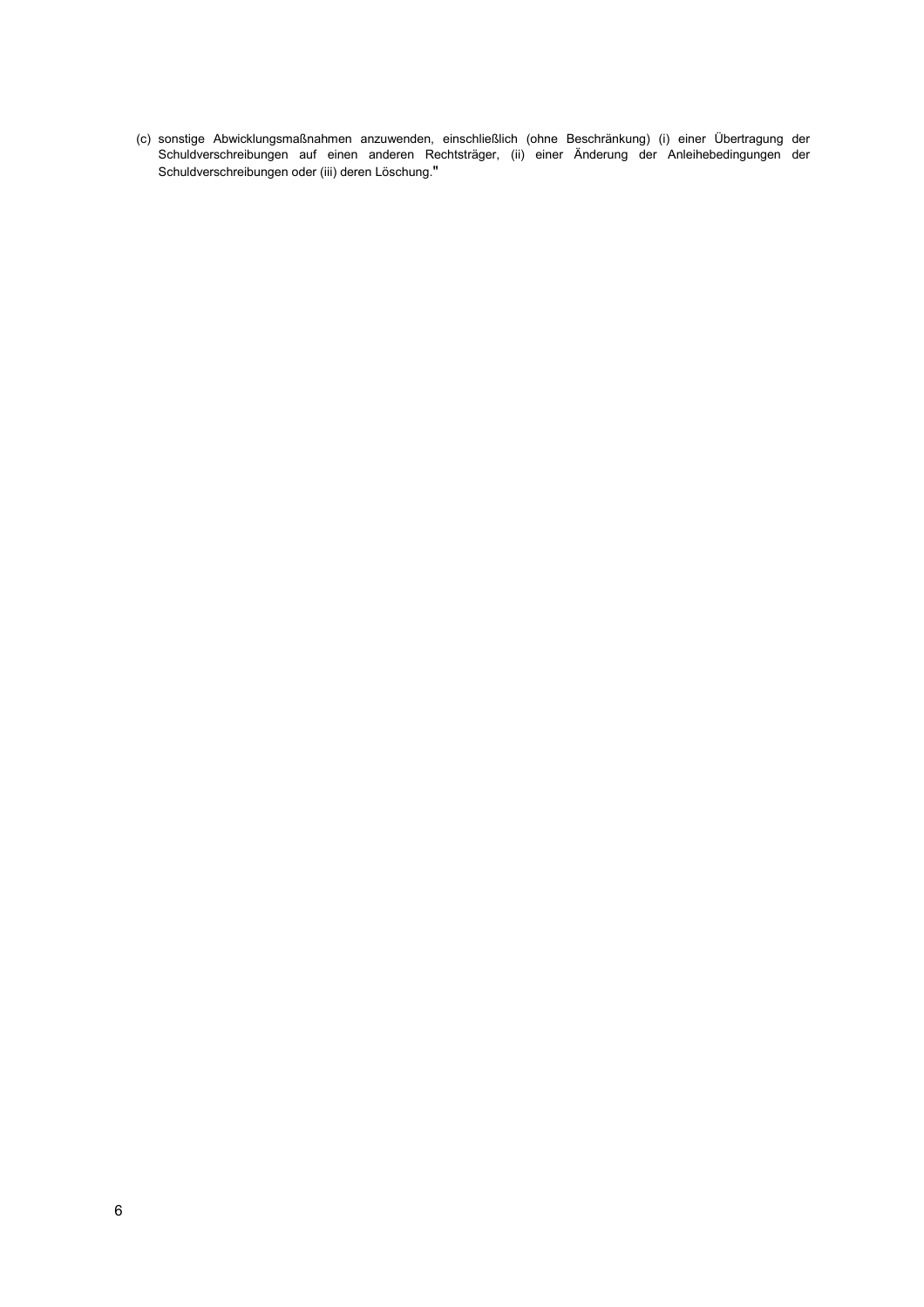(c) sonstige Abwicklungsmaßnahmen anzuwenden, einschließlich (ohne Beschränkung) (i) einer Übertragung der Schuldverschreibungen auf einen anderen Rechtsträger, (ii) einer Änderung der Anleihebedingungen der Schuldverschreibungen oder (iii) deren Löschung."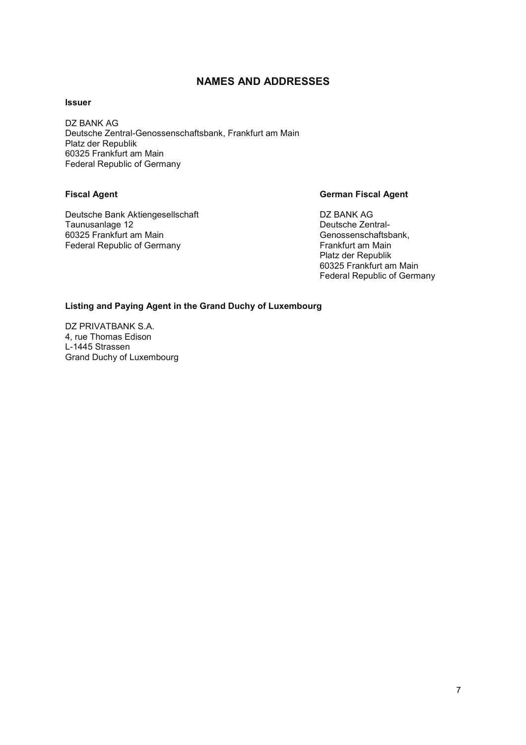# NAMES AND ADDRESSES

**Issuer**

DZ BANK AG
Deutsche Zentral-Genossenschaftsbank, Frankfurt am Main
Platz der Republik
60325 Frankfurt am Main
Federal Republic of Germany

**Fiscal Agent**

Deutsche Bank Aktiengesellschaft
Taunusanlage 12
60325 Frankfurt am Main
Federal Republic of Germany

**German Fiscal Agent**

DZ BANK AG
Deutsche Zentral-
Genossenschaftsbank,
Frankfurt am Main
Platz der Republik
60325 Frankfurt am Main
Federal Republic of Germany

**Listing and Paying Agent in the Grand Duchy of Luxembourg**

DZ PRIVATBANK S.A.
4, rue Thomas Edison
L-1445 Strassen
Grand Duchy of Luxembourg